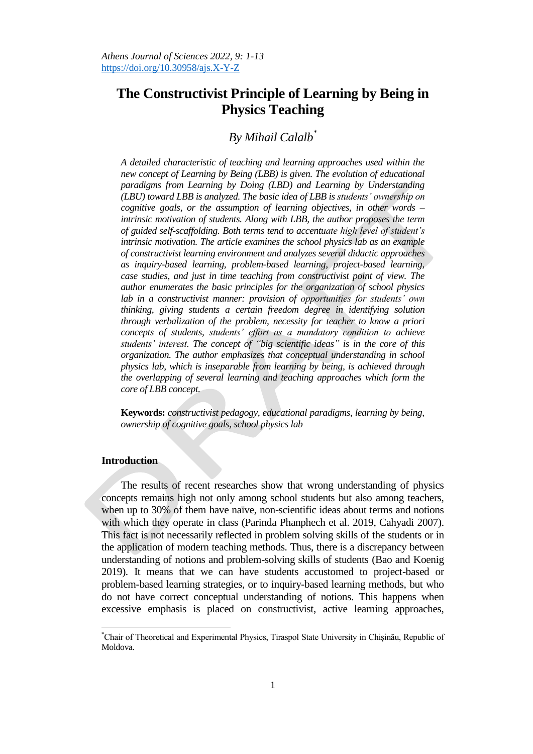Athens Journal of Sciences 2022, 9: 1-13
https://doi.org/10.30958/ajs.X-Y-Z

# The Constructivist Principle of Learning by Being in Physics Teaching

*By Mihail Calalb[*]*

*A detailed characteristic of teaching and learning approaches used within the new concept of Learning by Being (LBB) is given. The evolution of educational paradigms from Learning by Doing (LBD) and Learning by Understanding (LBU) toward LBB is analyzed. The basic idea of LBB is students' ownership on cognitive goals, or the assumption of learning objectives, in other words – intrinsic motivation of students. Along with LBB, the author proposes the term of guided self-scaffolding. Both terms tend to accentuate high level of student's intrinsic motivation. The article examines the school physics lab as an example of constructivist learning environment and analyzes several didactic approaches as inquiry-based learning, problem-based learning, project-based learning, case studies, and just in time teaching from constructivist point of view. The author enumerates the basic principles for the organization of school physics lab in a constructivist manner: provision of opportunities for students' own thinking, giving students a certain freedom degree in identifying solution through verbalization of the problem, necessity for teacher to know a priori concepts of students, students' effort as a mandatory condition to achieve students' interest. The concept of "big scientific ideas" is in the core of this organization. The author emphasizes that conceptual understanding in school physics lab, which is inseparable from learning by being, is achieved through the overlapping of several learning and teaching approaches which form the core of LBB concept.*

**Keywords:** *constructivist pedagogy, educational paradigms, learning by being, ownership of cognitive goals, school physics lab*

## Introduction

The results of recent researches show that wrong understanding of physics concepts remains high not only among school students but also among teachers, when up to 30% of them have naïve, non-scientific ideas about terms and notions with which they operate in class (Parinda Phanphech et al. 2019, Cahyadi 2007). This fact is not necessarily reflected in problem solving skills of the students or in the application of modern teaching methods. Thus, there is a discrepancy between understanding of notions and problem-solving skills of students (Bao and Koenig 2019). It means that we can have students accustomed to project-based or problem-based learning strategies, or to inquiry-based learning methods, but who do not have correct conceptual understanding of notions. This happens when excessive emphasis is placed on constructivist, active learning approaches,

---

[*]Chair of Theoretical and Experimental Physics, Tiraspol State University in Chișinău, Republic of Moldova.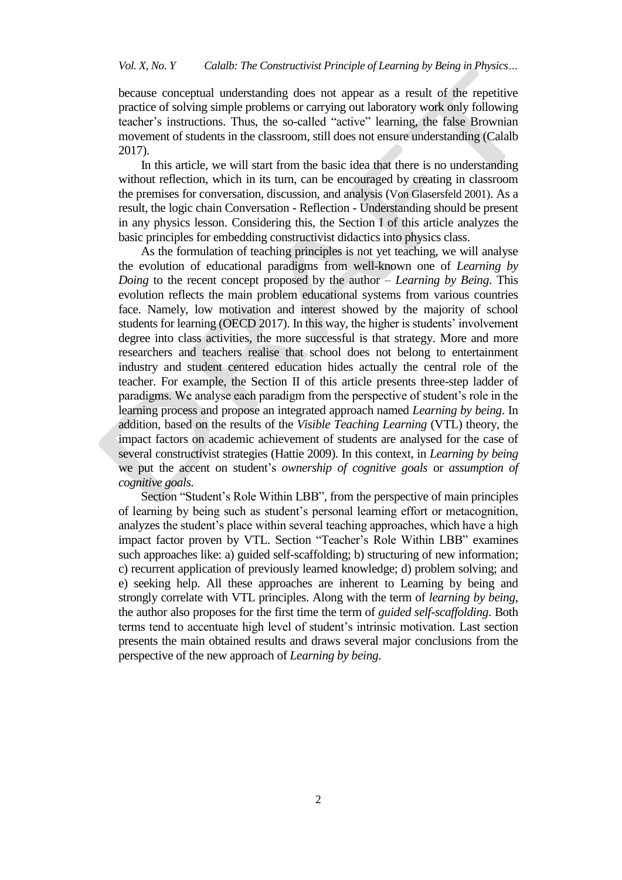because conceptual understanding does not appear as a result of the repetitive practice of solving simple problems or carrying out laboratory work only following teacher's instructions. Thus, the so-called "active" learning, the false Brownian movement of students in the classroom, still does not ensure understanding (Calalb 2017).

In this article, we will start from the basic idea that there is no understanding without reflection, which in its turn, can be encouraged by creating in classroom the premises for conversation, discussion, and analysis (Von Glasersfeld 2001). As a result, the logic chain Conversation - Reflection - Understanding should be present in any physics lesson. Considering this, the Section I of this article analyzes the basic principles for embedding constructivist didactics into physics class.

As the formulation of teaching principles is not yet teaching, we will analyse the evolution of educational paradigms from well-known one of *Learning by Doing* to the recent concept proposed by the author – *Learning by Being*. This evolution reflects the main problem educational systems from various countries face. Namely, low motivation and interest showed by the majority of school students for learning (OECD 2017). In this way, the higher is students' involvement degree into class activities, the more successful is that strategy. More and more researchers and teachers realise that school does not belong to entertainment industry and student centered education hides actually the central role of the teacher. For example, the Section II of this article presents three-step ladder of paradigms. We analyse each paradigm from the perspective of student's role in the learning process and propose an integrated approach named *Learning by being*. In addition, based on the results of the *Visible Teaching Learning* (VTL) theory, the impact factors on academic achievement of students are analysed for the case of several constructivist strategies (Hattie 2009). In this context, in *Learning by being* we put the accent on student's *ownership of cognitive goals* or *assumption of cognitive goals.*

Section "Student's Role Within LBB", from the perspective of main principles of learning by being such as student's personal learning effort or metacognition, analyzes the student's place within several teaching approaches, which have a high impact factor proven by VTL. Section "Teacher's Role Within LBB" examines such approaches like: a) guided self-scaffolding; b) structuring of new information; c) recurrent application of previously learned knowledge; d) problem solving; and e) seeking help. All these approaches are inherent to Learning by being and strongly correlate with VTL principles. Along with the term of *learning by being*, the author also proposes for the first time the term of *guided self-scaffolding*. Both terms tend to accentuate high level of student's intrinsic motivation. Last section presents the main obtained results and draws several major conclusions from the perspective of the new approach of *Learning by being*.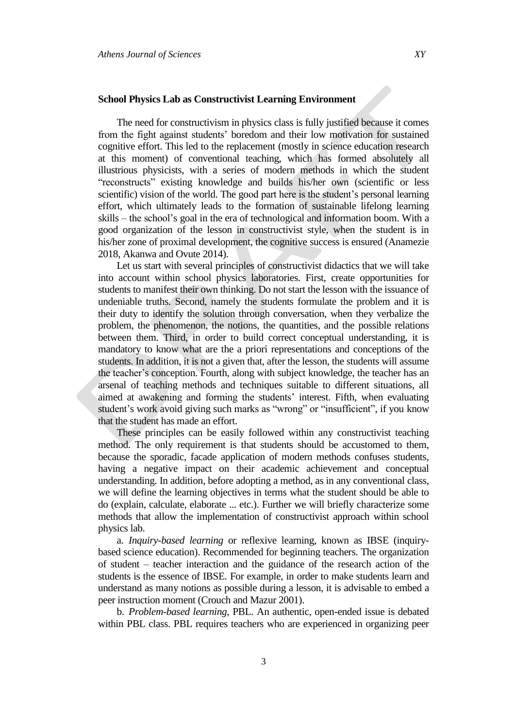**School Physics Lab as Constructivist Learning Environment**

The need for constructivism in physics class is fully justified because it comes from the fight against students' boredom and their low motivation for sustained cognitive effort. This led to the replacement (mostly in science education research at this moment) of conventional teaching, which has formed absolutely all illustrious physicists, with a series of modern methods in which the student "reconstructs" existing knowledge and builds his/her own (scientific or less scientific) vision of the world. The good part here is the student's personal learning effort, which ultimately leads to the formation of sustainable lifelong learning skills – the school's goal in the era of technological and information boom. With a good organization of the lesson in constructivist style, when the student is in his/her zone of proximal development, the cognitive success is ensured (Anamezie 2018, Akanwa and Ovute 2014).

Let us start with several principles of constructivist didactics that we will take into account within school physics laboratories. First, create opportunities for students to manifest their own thinking. Do not start the lesson with the issuance of undeniable truths. Second, namely the students formulate the problem and it is their duty to identify the solution through conversation, when they verbalize the problem, the phenomenon, the notions, the quantities, and the possible relations between them. Third, in order to build correct conceptual understanding, it is mandatory to know what are the a priori representations and conceptions of the students. In addition, it is not a given that, after the lesson, the students will assume the teacher's conception. Fourth, along with subject knowledge, the teacher has an arsenal of teaching methods and techniques suitable to different situations, all aimed at awakening and forming the students' interest. Fifth, when evaluating student's work avoid giving such marks as "wrong" or "insufficient", if you know that the student has made an effort.

These principles can be easily followed within any constructivist teaching method. The only requirement is that students should be accustomed to them, because the sporadic, facade application of modern methods confuses students, having a negative impact on their academic achievement and conceptual understanding. In addition, before adopting a method, as in any conventional class, we will define the learning objectives in terms what the student should be able to do (explain, calculate, elaborate ... etc.). Further we will briefly characterize some methods that allow the implementation of constructivist approach within school physics lab.

a. *Inquiry-based learning* or reflexive learning, known as IBSE (inquiry-based science education). Recommended for beginning teachers. The organization of student – teacher interaction and the guidance of the research action of the students is the essence of IBSE. For example, in order to make students learn and understand as many notions as possible during a lesson, it is advisable to embed a peer instruction moment (Crouch and Mazur 2001).

b. *Problem-based learning*, PBL. An authentic, open-ended issue is debated within PBL class. PBL requires teachers who are experienced in organizing peer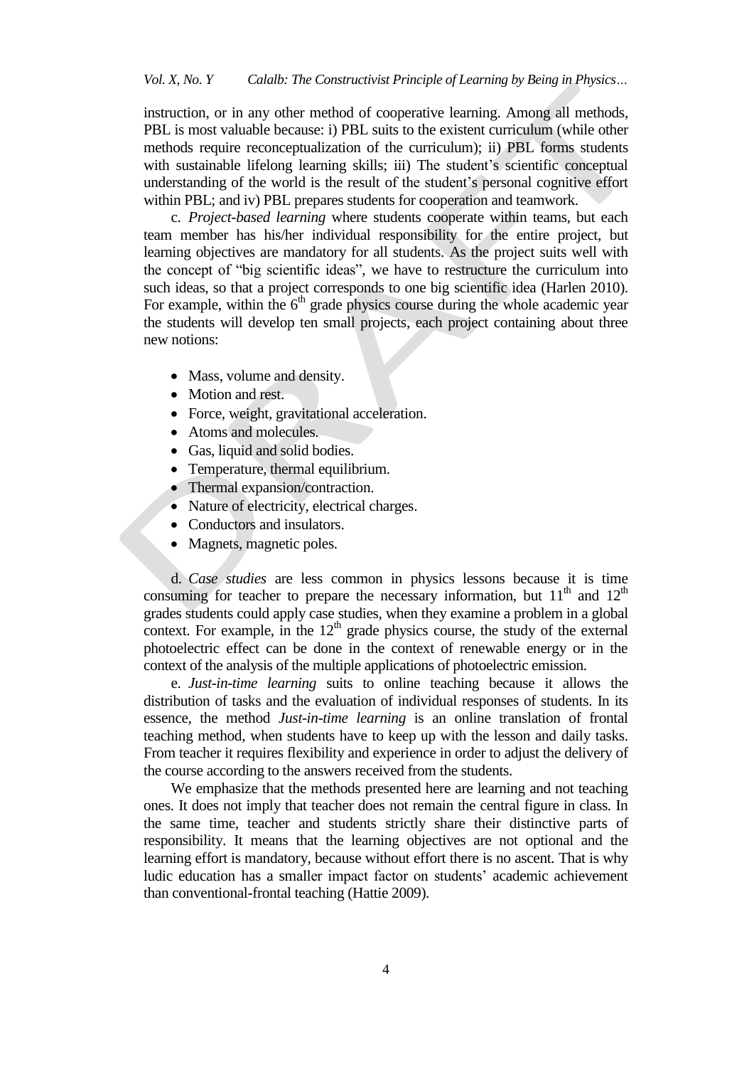instruction, or in any other method of cooperative learning. Among all methods, PBL is most valuable because: i) PBL suits to the existent curriculum (while other methods require reconceptualization of the curriculum); ii) PBL forms students with sustainable lifelong learning skills; iii) The student's scientific conceptual understanding of the world is the result of the student's personal cognitive effort within PBL; and iv) PBL prepares students for cooperation and teamwork.

c. *Project-based learning* where students cooperate within teams, but each team member has his/her individual responsibility for the entire project, but learning objectives are mandatory for all students. As the project suits well with the concept of "big scientific ideas", we have to restructure the curriculum into such ideas, so that a project corresponds to one big scientific idea (Harlen 2010). For example, within the 6$^{th}$ grade physics course during the whole academic year the students will develop ten small projects, each project containing about three new notions:

- Mass, volume and density.
- Motion and rest.
- Force, weight, gravitational acceleration.
- Atoms and molecules.
- Gas, liquid and solid bodies.
- Temperature, thermal equilibrium.
- Thermal expansion/contraction.
- Nature of electricity, electrical charges.
- Conductors and insulators.
- Magnets, magnetic poles.

d. *Case studies* are less common in physics lessons because it is time consuming for teacher to prepare the necessary information, but 11$^{th}$ and 12$^{th}$ grades students could apply case studies, when they examine a problem in a global context. For example, in the 12$^{th}$ grade physics course, the study of the external photoelectric effect can be done in the context of renewable energy or in the context of the analysis of the multiple applications of photoelectric emission.

e. *Just-in-time learning* suits to online teaching because it allows the distribution of tasks and the evaluation of individual responses of students. In its essence, the method *Just-in-time learning* is an online translation of frontal teaching method, when students have to keep up with the lesson and daily tasks. From teacher it requires flexibility and experience in order to adjust the delivery of the course according to the answers received from the students.

We emphasize that the methods presented here are learning and not teaching ones. It does not imply that teacher does not remain the central figure in class. In the same time, teacher and students strictly share their distinctive parts of responsibility. It means that the learning objectives are not optional and the learning effort is mandatory, because without effort there is no ascent. That is why ludic education has a smaller impact factor on students' academic achievement than conventional-frontal teaching (Hattie 2009).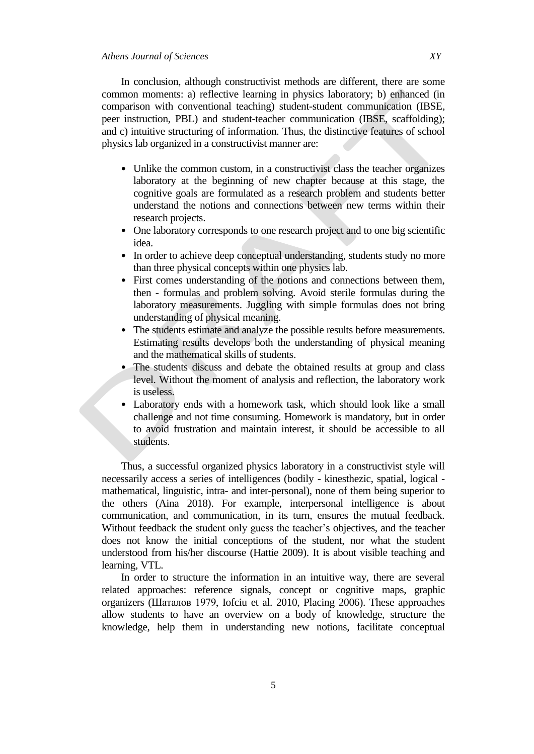In conclusion, although constructivist methods are different, there are some common moments: a) reflective learning in physics laboratory; b) enhanced (in comparison with conventional teaching) student-student communication (IBSE, peer instruction, PBL) and student-teacher communication (IBSE, scaffolding); and c) intuitive structuring of information. Thus, the distinctive features of school physics lab organized in a constructivist manner are:

- Unlike the common custom, in a constructivist class the teacher organizes laboratory at the beginning of new chapter because at this stage, the cognitive goals are formulated as a research problem and students better understand the notions and connections between new terms within their research projects.
- One laboratory corresponds to one research project and to one big scientific idea.
- In order to achieve deep conceptual understanding, students study no more than three physical concepts within one physics lab.
- First comes understanding of the notions and connections between them, then - formulas and problem solving. Avoid sterile formulas during the laboratory measurements. Juggling with simple formulas does not bring understanding of physical meaning.
- The students estimate and analyze the possible results before measurements. Estimating results develops both the understanding of physical meaning and the mathematical skills of students.
- The students discuss and debate the obtained results at group and class level. Without the moment of analysis and reflection, the laboratory work is useless.
- Laboratory ends with a homework task, which should look like a small challenge and not time consuming. Homework is mandatory, but in order to avoid frustration and maintain interest, it should be accessible to all students.

Thus, a successful organized physics laboratory in a constructivist style will necessarily access a series of intelligences (bodily - kinesthezic, spatial, logical - mathematical, linguistic, intra- and inter-personal), none of them being superior to the others (Aina 2018). For example, interpersonal intelligence is about communication, and communication, in its turn, ensures the mutual feedback. Without feedback the student only guess the teacher's objectives, and the teacher does not know the initial conceptions of the student, nor what the student understood from his/her discourse (Hattie 2009). It is about visible teaching and learning, VTL.

In order to structure the information in an intuitive way, there are several related approaches: reference signals, concept or cognitive maps, graphic organizers (Шаталов 1979, Iofciu et al. 2010, Placing 2006). These approaches allow students to have an overview on a body of knowledge, structure the knowledge, help them in understanding new notions, facilitate conceptual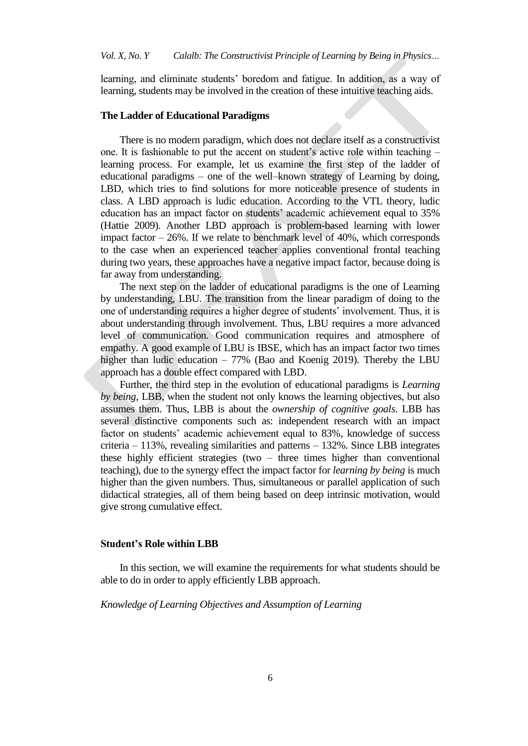learning, and eliminate students' boredom and fatigue. In addition, as a way of learning, students may be involved in the creation of these intuitive teaching aids.

## The Ladder of Educational Paradigms

There is no modern paradigm, which does not declare itself as a constructivist one. It is fashionable to put the accent on student's active role within teaching – learning process. For example, let us examine the first step of the ladder of educational paradigms – one of the well–known strategy of Learning by doing, LBD, which tries to find solutions for more noticeable presence of students in class. A LBD approach is ludic education. According to the VTL theory, ludic education has an impact factor on students' academic achievement equal to 35% (Hattie 2009). Another LBD approach is problem-based learning with lower impact factor – 26%. If we relate to benchmark level of 40%, which corresponds to the case when an experienced teacher applies conventional frontal teaching during two years, these approaches have a negative impact factor, because doing is far away from understanding.

The next step on the ladder of educational paradigms is the one of Learning by understanding, LBU. The transition from the linear paradigm of doing to the one of understanding requires a higher degree of students' involvement. Thus, it is about understanding through involvement. Thus, LBU requires a more advanced level of communication. Good communication requires and atmosphere of empathy. A good example of LBU is IBSE, which has an impact factor two times higher than ludic education – 77% (Bao and Koenig 2019). Thereby the LBU approach has a double effect compared with LBD.

Further, the third step in the evolution of educational paradigms is *Learning by being,* LBB, when the student not only knows the learning objectives, but also assumes them. Thus, LBB is about the *ownership of cognitive goals*. LBB has several distinctive components such as: independent research with an impact factor on students' academic achievement equal to 83%, knowledge of success criteria – 113%, revealing similarities and patterns – 132%. Since LBB integrates these highly efficient strategies (two – three times higher than conventional teaching), due to the synergy effect the impact factor for *learning by being* is much higher than the given numbers. Thus, simultaneous or parallel application of such didactical strategies, all of them being based on deep intrinsic motivation, would give strong cumulative effect.

## Student's Role within LBB

In this section, we will examine the requirements for what students should be able to do in order to apply efficiently LBB approach.

### *Knowledge of Learning Objectives and Assumption of Learning*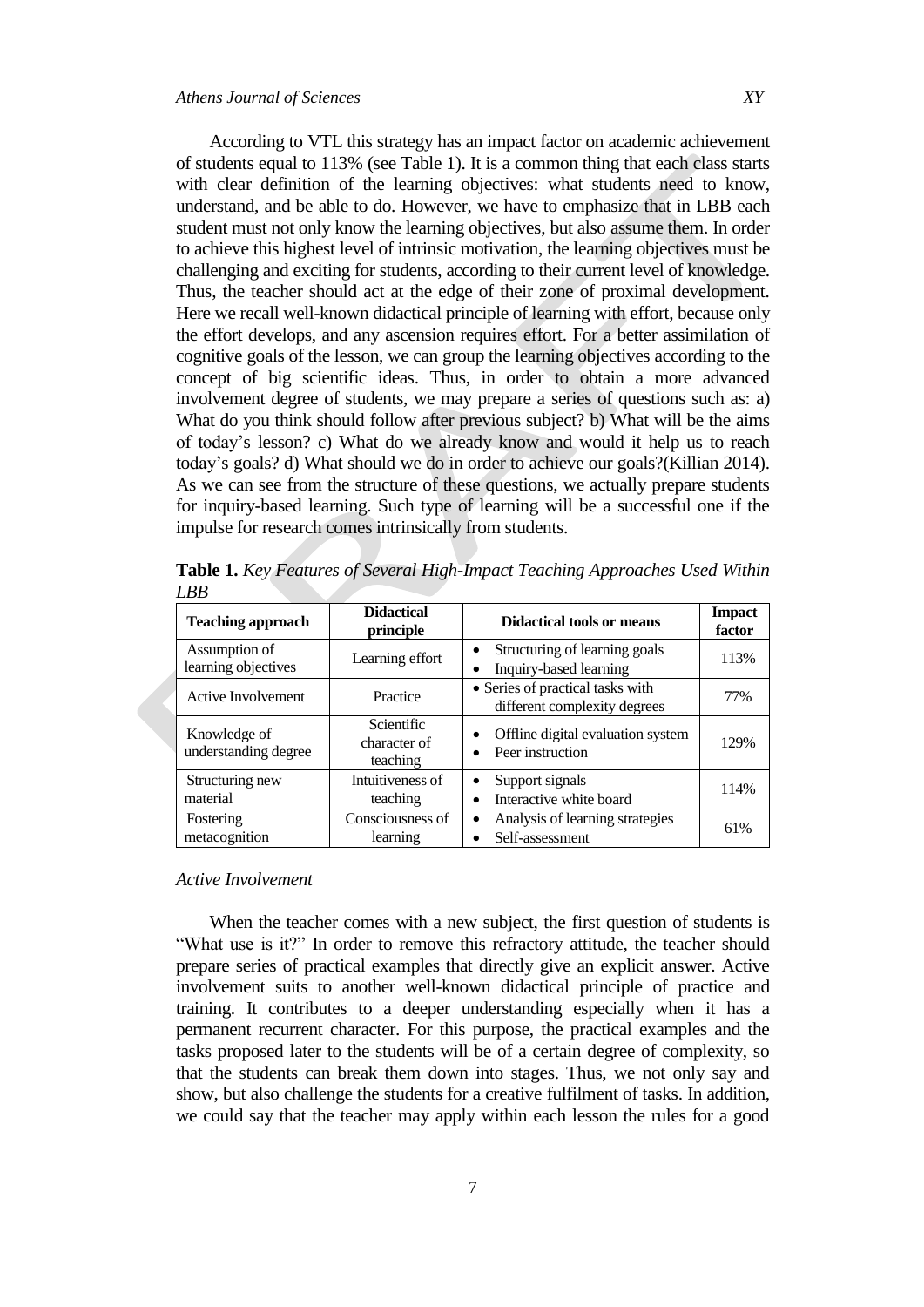According to VTL this strategy has an impact factor on academic achievement of students equal to 113% (see Table 1). It is a common thing that each class starts with clear definition of the learning objectives: what students need to know, understand, and be able to do. However, we have to emphasize that in LBB each student must not only know the learning objectives, but also assume them. In order to achieve this highest level of intrinsic motivation, the learning objectives must be challenging and exciting for students, according to their current level of knowledge. Thus, the teacher should act at the edge of their zone of proximal development. Here we recall well-known didactical principle of learning with effort, because only the effort develops, and any ascension requires effort. For a better assimilation of cognitive goals of the lesson, we can group the learning objectives according to the concept of big scientific ideas. Thus, in order to obtain a more advanced involvement degree of students, we may prepare a series of questions such as: a) What do you think should follow after previous subject? b) What will be the aims of today's lesson? c) What do we already know and would it help us to reach today's goals? d) What should we do in order to achieve our goals?(Killian 2014). As we can see from the structure of these questions, we actually prepare students for inquiry-based learning. Such type of learning will be a successful one if the impulse for research comes intrinsically from students.

**Table 1.** *Key Features of Several High-Impact Teaching Approaches Used Within LBB*

| **Teaching approach** | **Didactical principle** | **Didactical tools or means** | **Impact factor** |
|---|---|---|---|
| Assumption of learning objectives | Learning effort | • Structuring of learning goals<br>• Inquiry-based learning | 113% |
| Active Involvement | Practice | • Series of practical tasks with different complexity degrees | 77% |
| Knowledge of understanding degree | Scientific character of teaching | • Offline digital evaluation system<br>• Peer instruction | 129% |
| Structuring new material | Intuitiveness of teaching | • Support signals<br>• Interactive white board | 114% |
| Fostering metacognition | Consciousness of learning | • Analysis of learning strategies<br>• Self-assessment | 61% |

*Active Involvement*

When the teacher comes with a new subject, the first question of students is "What use is it?" In order to remove this refractory attitude, the teacher should prepare series of practical examples that directly give an explicit answer. Active involvement suits to another well-known didactical principle of practice and training. It contributes to a deeper understanding especially when it has a permanent recurrent character. For this purpose, the practical examples and the tasks proposed later to the students will be of a certain degree of complexity, so that the students can break them down into stages. Thus, we not only say and show, but also challenge the students for a creative fulfilment of tasks. In addition, we could say that the teacher may apply within each lesson the rules for a good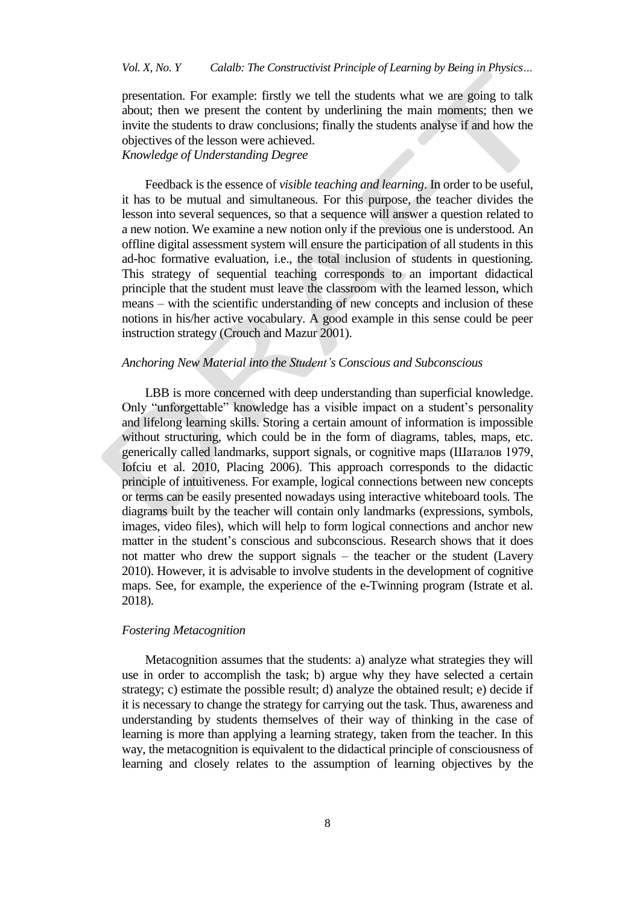presentation. For example: firstly we tell the students what we are going to talk about; then we present the content by underlining the main moments; then we invite the students to draw conclusions; finally the students analyse if and how the objectives of the lesson were achieved.

*Knowledge of Understanding Degree*

Feedback is the essence of *visible teaching and learning*. In order to be useful, it has to be mutual and simultaneous. For this purpose, the teacher divides the lesson into several sequences, so that a sequence will answer a question related to a new notion. We examine a new notion only if the previous one is understood. An offline digital assessment system will ensure the participation of all students in this ad-hoc formative evaluation, i.e., the total inclusion of students in questioning. This strategy of sequential teaching corresponds to an important didactical principle that the student must leave the classroom with the learned lesson, which means – with the scientific understanding of new concepts and inclusion of these notions in his/her active vocabulary. A good example in this sense could be peer instruction strategy (Crouch and Mazur 2001).

*Anchoring New Material into the Student's Conscious and Subconscious*

LBB is more concerned with deep understanding than superficial knowledge. Only "unforgettable" knowledge has a visible impact on a student's personality and lifelong learning skills. Storing a certain amount of information is impossible without structuring, which could be in the form of diagrams, tables, maps, etc. generically called landmarks, support signals, or cognitive maps (Шаталов 1979, Iofciu et al. 2010, Placing 2006). This approach corresponds to the didactic principle of intuitiveness. For example, logical connections between new concepts or terms can be easily presented nowadays using interactive whiteboard tools. The diagrams built by the teacher will contain only landmarks (expressions, symbols, images, video files), which will help to form logical connections and anchor new matter in the student's conscious and subconscious. Research shows that it does not matter who drew the support signals – the teacher or the student (Lavery 2010). However, it is advisable to involve students in the development of cognitive maps. See, for example, the experience of the e-Twinning program (Istrate et al. 2018).

*Fostering Metacognition*

Metacognition assumes that the students: a) analyze what strategies they will use in order to accomplish the task; b) argue why they have selected a certain strategy; c) estimate the possible result; d) analyze the obtained result; e) decide if it is necessary to change the strategy for carrying out the task. Thus, awareness and understanding by students themselves of their way of thinking in the case of learning is more than applying a learning strategy, taken from the teacher. In this way, the metacognition is equivalent to the didactical principle of consciousness of learning and closely relates to the assumption of learning objectives by the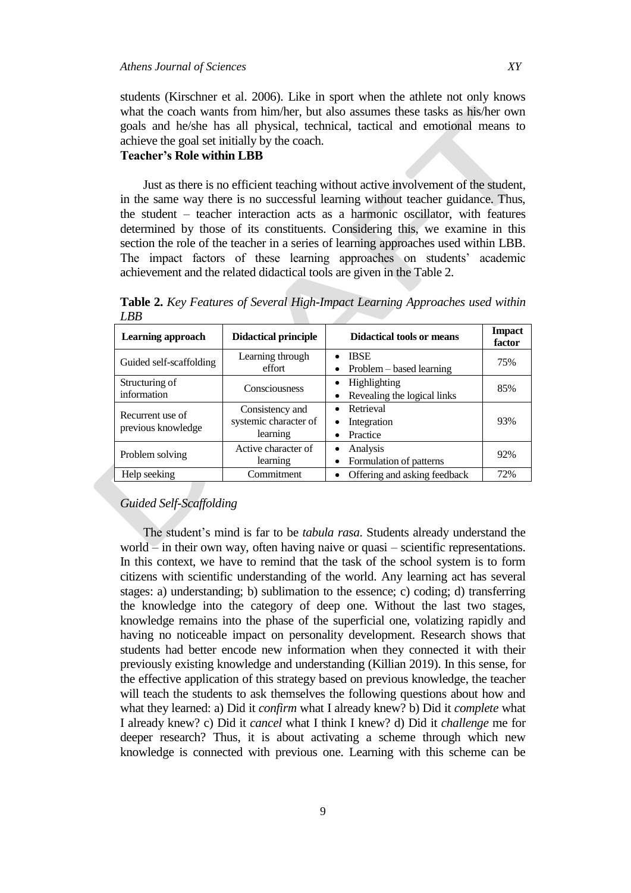students (Kirschner et al. 2006). Like in sport when the athlete not only knows what the coach wants from him/her, but also assumes these tasks as his/her own goals and he/she has all physical, technical, tactical and emotional means to achieve the goal set initially by the coach.

**Teacher's Role within LBB**

Just as there is no efficient teaching without active involvement of the student, in the same way there is no successful learning without teacher guidance. Thus, the student – teacher interaction acts as a harmonic oscillator, with features determined by those of its constituents. Considering this, we examine in this section the role of the teacher in a series of learning approaches used within LBB. The impact factors of these learning approaches on students' academic achievement and the related didactical tools are given in the Table 2.

**Table 2.** *Key Features of Several High-Impact Learning Approaches used within LBB*

| Learning approach | Didactical principle | Didactical tools or means | Impact factor |
|---|---|---|---|
| Guided self-scaffolding | Learning through effort | • IBSE<br>• Problem – based learning | 75% |
| Structuring of information | Consciousness | • Highlighting<br>• Revealing the logical links | 85% |
| Recurrent use of previous knowledge | Consistency and systemic character of learning | • Retrieval<br>• Integration<br>• Practice | 93% |
| Problem solving | Active character of learning | • Analysis<br>• Formulation of patterns | 92% |
| Help seeking | Commitment | • Offering and asking feedback | 72% |

*Guided Self-Scaffolding*

The student's mind is far to be *tabula rasa*. Students already understand the world – in their own way, often having naive or quasi – scientific representations. In this context, we have to remind that the task of the school system is to form citizens with scientific understanding of the world. Any learning act has several stages: a) understanding; b) sublimation to the essence; c) coding; d) transferring the knowledge into the category of deep one. Without the last two stages, knowledge remains into the phase of the superficial one, volatizing rapidly and having no noticeable impact on personality development. Research shows that students had better encode new information when they connected it with their previously existing knowledge and understanding (Killian 2019). In this sense, for the effective application of this strategy based on previous knowledge, the teacher will teach the students to ask themselves the following questions about how and what they learned: a) Did it *confirm* what I already knew? b) Did it *complete* what I already knew? c) Did it *cancel* what I think I knew? d) Did it *challenge* me for deeper research? Thus, it is about activating a scheme through which new knowledge is connected with previous one. Learning with this scheme can be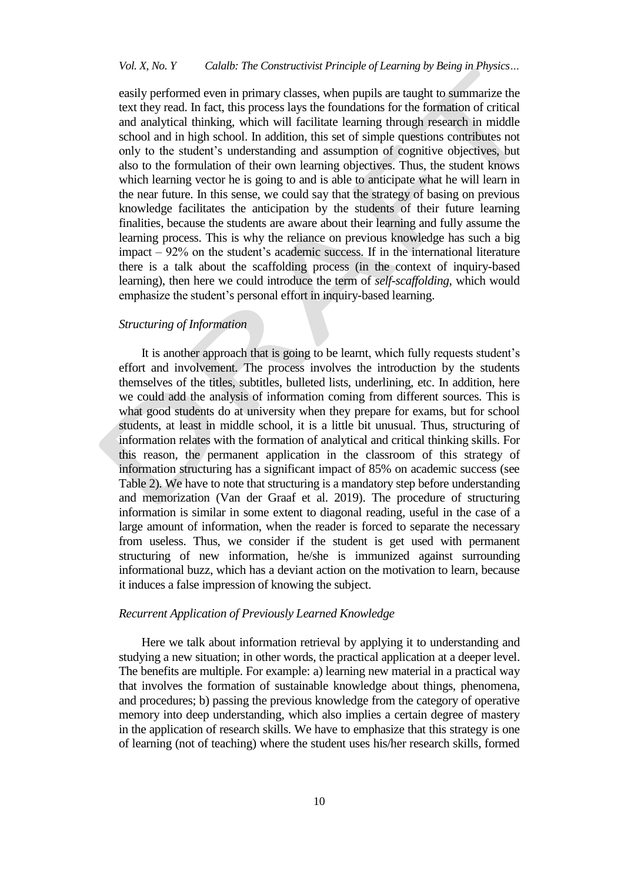easily performed even in primary classes, when pupils are taught to summarize the text they read. In fact, this process lays the foundations for the formation of critical and analytical thinking, which will facilitate learning through research in middle school and in high school. In addition, this set of simple questions contributes not only to the student's understanding and assumption of cognitive objectives, but also to the formulation of their own learning objectives. Thus, the student knows which learning vector he is going to and is able to anticipate what he will learn in the near future. In this sense, we could say that the strategy of basing on previous knowledge facilitates the anticipation by the students of their future learning finalities, because the students are aware about their learning and fully assume the learning process. This is why the reliance on previous knowledge has such a big impact – 92% on the student's academic success. If in the international literature there is a talk about the scaffolding process (in the context of inquiry-based learning), then here we could introduce the term of *self-scaffolding*, which would emphasize the student's personal effort in inquiry-based learning.

### *Structuring of Information*

It is another approach that is going to be learnt, which fully requests student's effort and involvement. The process involves the introduction by the students themselves of the titles, subtitles, bulleted lists, underlining, etc. In addition, here we could add the analysis of information coming from different sources. This is what good students do at university when they prepare for exams, but for school students, at least in middle school, it is a little bit unusual. Thus, structuring of information relates with the formation of analytical and critical thinking skills. For this reason, the permanent application in the classroom of this strategy of information structuring has a significant impact of 85% on academic success (see Table 2). We have to note that structuring is a mandatory step before understanding and memorization (Van der Graaf et al. 2019). The procedure of structuring information is similar in some extent to diagonal reading, useful in the case of a large amount of information, when the reader is forced to separate the necessary from useless. Thus, we consider if the student is get used with permanent structuring of new information, he/she is immunized against surrounding informational buzz, which has a deviant action on the motivation to learn, because it induces a false impression of knowing the subject.

### *Recurrent Application of Previously Learned Knowledge*

Here we talk about information retrieval by applying it to understanding and studying a new situation; in other words, the practical application at a deeper level. The benefits are multiple. For example: a) learning new material in a practical way that involves the formation of sustainable knowledge about things, phenomena, and procedures; b) passing the previous knowledge from the category of operative memory into deep understanding, which also implies a certain degree of mastery in the application of research skills. We have to emphasize that this strategy is one of learning (not of teaching) where the student uses his/her research skills, formed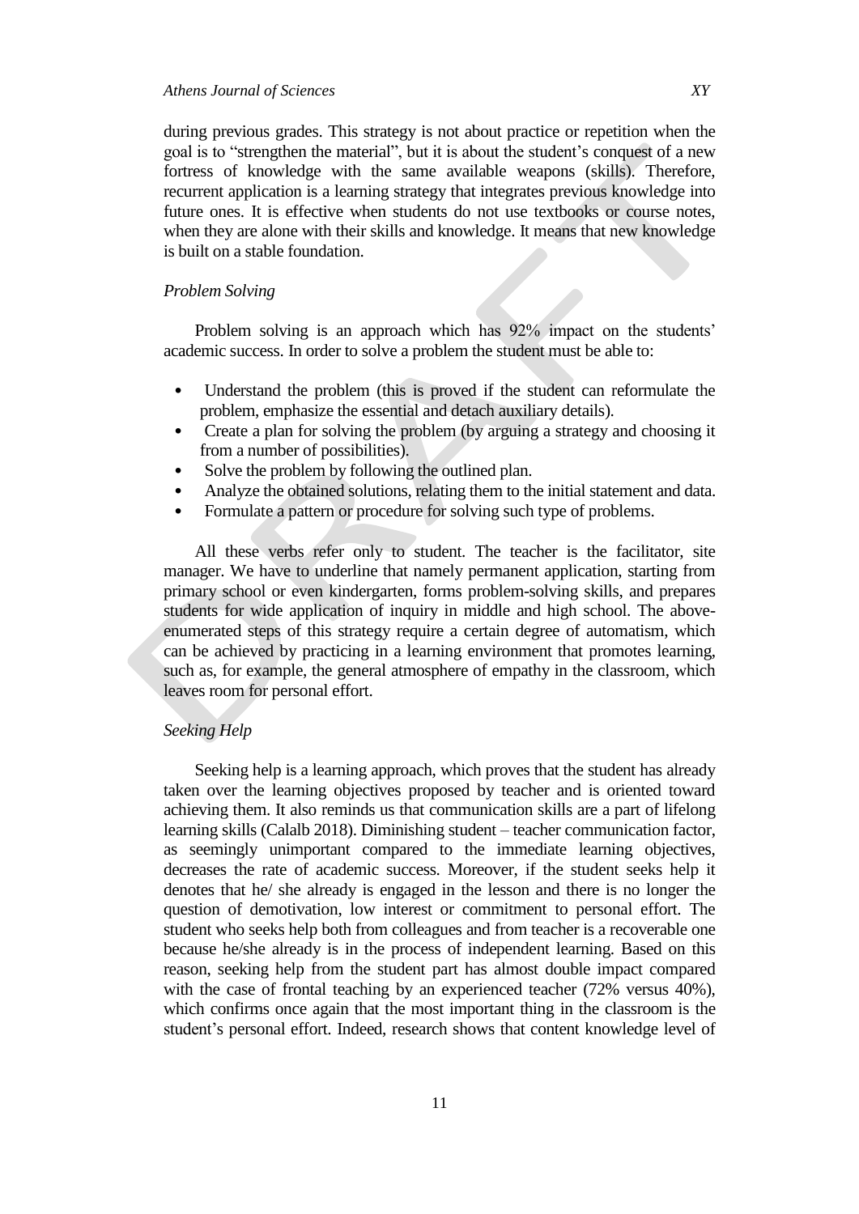during previous grades. This strategy is not about practice or repetition when the goal is to "strengthen the material", but it is about the student's conquest of a new fortress of knowledge with the same available weapons (skills). Therefore, recurrent application is a learning strategy that integrates previous knowledge into future ones. It is effective when students do not use textbooks or course notes, when they are alone with their skills and knowledge. It means that new knowledge is built on a stable foundation.

*Problem Solving*

Problem solving is an approach which has 92% impact on the students' academic success. In order to solve a problem the student must be able to:

- Understand the problem (this is proved if the student can reformulate the problem, emphasize the essential and detach auxiliary details).
- Create a plan for solving the problem (by arguing a strategy and choosing it from a number of possibilities).
- Solve the problem by following the outlined plan.
- Analyze the obtained solutions, relating them to the initial statement and data.
- Formulate a pattern or procedure for solving such type of problems.

All these verbs refer only to student. The teacher is the facilitator, site manager. We have to underline that namely permanent application, starting from primary school or even kindergarten, forms problem-solving skills, and prepares students for wide application of inquiry in middle and high school. The above-enumerated steps of this strategy require a certain degree of automatism, which can be achieved by practicing in a learning environment that promotes learning, such as, for example, the general atmosphere of empathy in the classroom, which leaves room for personal effort.

*Seeking Help*

Seeking help is a learning approach, which proves that the student has already taken over the learning objectives proposed by teacher and is oriented toward achieving them. It also reminds us that communication skills are a part of lifelong learning skills (Calalb 2018). Diminishing student – teacher communication factor, as seemingly unimportant compared to the immediate learning objectives, decreases the rate of academic success. Moreover, if the student seeks help it denotes that he/ she already is engaged in the lesson and there is no longer the question of demotivation, low interest or commitment to personal effort. The student who seeks help both from colleagues and from teacher is a recoverable one because he/she already is in the process of independent learning. Based on this reason, seeking help from the student part has almost double impact compared with the case of frontal teaching by an experienced teacher (72% versus 40%), which confirms once again that the most important thing in the classroom is the student's personal effort. Indeed, research shows that content knowledge level of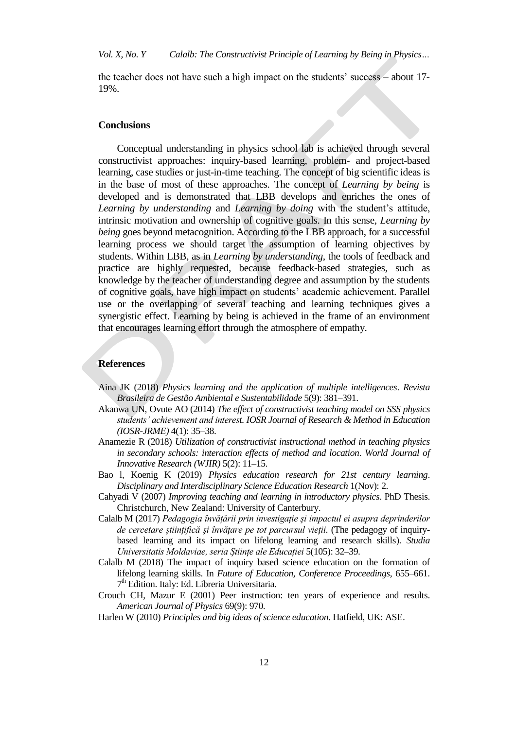the teacher does not have such a high impact on the students' success – about 17-19%.

## Conclusions

Conceptual understanding in physics school lab is achieved through several constructivist approaches: inquiry-based learning, problem- and project-based learning, case studies or just-in-time teaching. The concept of big scientific ideas is in the base of most of these approaches. The concept of *Learning by being* is developed and is demonstrated that LBB develops and enriches the ones of *Learning by understanding* and *Learning by doing* with the student's attitude, intrinsic motivation and ownership of cognitive goals. In this sense, *Learning by being* goes beyond metacognition. According to the LBB approach, for a successful learning process we should target the assumption of learning objectives by students. Within LBB, as in *Learning by understanding*, the tools of feedback and practice are highly requested, because feedback-based strategies, such as knowledge by the teacher of understanding degree and assumption by the students of cognitive goals, have high impact on students' academic achievement. Parallel use or the overlapping of several teaching and learning techniques gives a synergistic effect. Learning by being is achieved in the frame of an environment that encourages learning effort through the atmosphere of empathy.

## References

Aina JK (2018) *Physics learning and the application of multiple intelligences*. *Revista Brasileira de Gestão Ambiental e Sustentabilidade* 5(9): 381–391.

Akanwa UN, Ovute AO (2014) *The effect of constructivist teaching model on SSS physics students' achievement and interest. IOSR Journal of Research & Method in Education (IOSR-JRME)* 4(1): 35–38.

Anamezie R (2018) *Utilization of constructivist instructional method in teaching physics in secondary schools: interaction effects of method and location*. *World Journal of Innovative Research (WJIR)* 5(2): 11–15.

Bao l, Koenig K (2019) *Physics education research for 21st century learning*. *Disciplinary and Interdisciplinary Science Education Research* 1(Nov): 2.

Cahyadi V (2007) *Improving teaching and learning in introductory physics*. PhD Thesis. Christchurch, New Zealand: University of Canterbury.

Calalb M (2017) *Pedagogia învățării prin investigație și impactul ei asupra deprinderilor de cercetare științifică și învățare pe tot parcursul vieții.* (The pedagogy of inquiry-based learning and its impact on lifelong learning and research skills). *Studia Universitatis Moldaviae, seria Științe ale Educației* 5(105): 32–39.

Calalb M (2018) The impact of inquiry based science education on the formation of lifelong learning skills. In *Future of Education, Conference Proceedings*, 655–661. 7th Edition. Italy: Ed. Libreria Universitaria.

Crouch CH, Mazur E (2001) Peer instruction: ten years of experience and results. *American Journal of Physics* 69(9): 970.

Harlen W (2010) *Principles and big ideas of science education*. Hatfield, UK: ASE.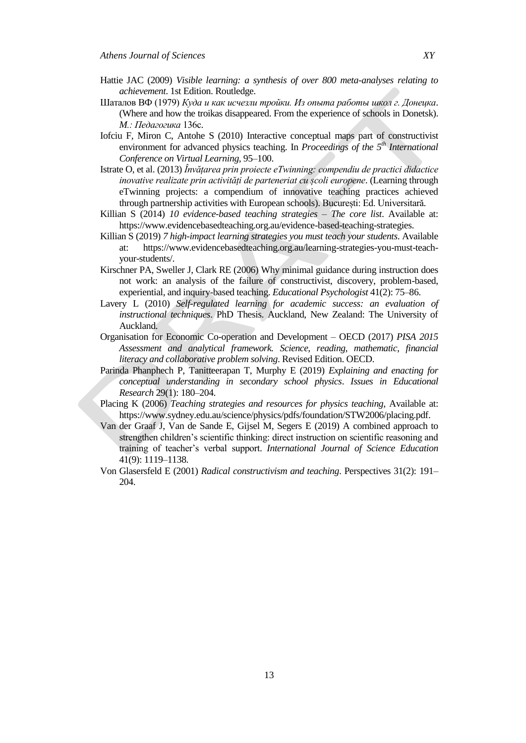Hattie JAC (2009) *Visible learning: a synthesis of over 800 meta-analyses relating to achievement*. 1st Edition. Routledge.

Шаталов ВФ (1979) *Куда и как исчезли тройки. Из опыта работы школ г. Донецка*. (Where and how the troikas disappeared. From the experience of schools in Donetsk). *М.: Педагогика* 136с.

Iofciu F, Miron C, Antohe S (2010) Interactive conceptual maps part of constructivist environment for advanced physics teaching. In *Proceedings of the 5th International Conference on Virtual Learning*, 95–100.

Istrate O, et al. (2013) *Învățarea prin proiecte eTwinning: compendiu de practici didactice inovative realizate prin activități de parteneriat cu școli europene*. (Learning through eTwinning projects: a compendium of innovative teaching practices achieved through partnership activities with European schools). București: Ed. Universitară.

Killian S (2014) *10 evidence-based teaching strategies – The core list*. Available at: https://www.evidencebasedteaching.org.au/evidence-based-teaching-strategies.

Killian S (2019) *7 high-impact learning strategies you must teach your students*. Available at: https://www.evidencebasedteaching.org.au/learning-strategies-you-must-teach-your-students/.

Kirschner PA, Sweller J, Clark RE (2006) Why minimal guidance during instruction does not work: an analysis of the failure of constructivist, discovery, problem-based, experiential, and inquiry-based teaching. *Educational Psychologist* 41(2): 75–86.

Lavery L (2010) *Self-regulated learning for academic success: an evaluation of instructional techniques*. PhD Thesis. Auckland, New Zealand: The University of Auckland.

Organisation for Economic Co-operation and Development – OECD (2017) *PISA 2015 Assessment and analytical framework. Science, reading, mathematic, financial literacy and collaborative problem solving*. Revised Edition. OECD.

Parinda Phanphech P, Tanitteerapan T, Murphy E (2019) *Explaining and enacting for conceptual understanding in secondary school physics*. *Issues in Educational Research* 29(1): 180–204.

Placing K (2006) *Teaching strategies and resources for physics teaching*, Available at: https://www.sydney.edu.au/science/physics/pdfs/foundation/STW2006/placing.pdf.

Van der Graaf J, Van de Sande E, Gijsel M, Segers E (2019) A combined approach to strengthen children's scientific thinking: direct instruction on scientific reasoning and training of teacher's verbal support. *International Journal of Science Education* 41(9): 1119–1138.

Von Glasersfeld E (2001) *Radical constructivism and teaching*. Perspectives 31(2): 191–204.